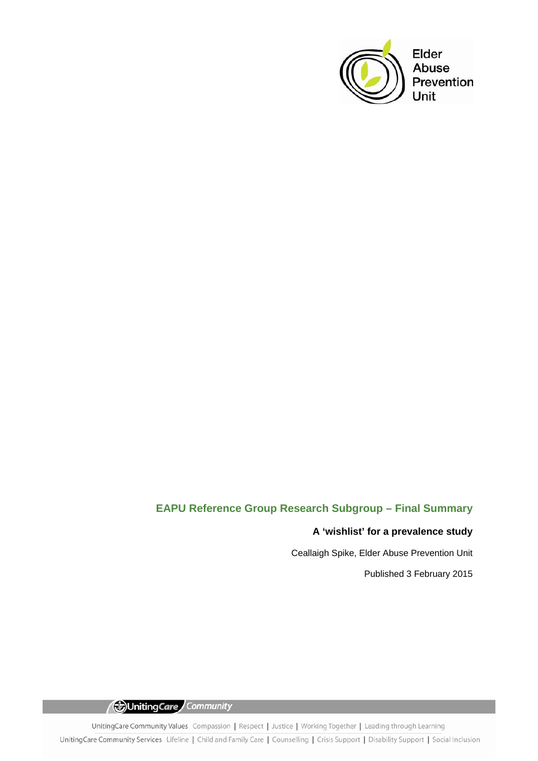Elder Abuse Prevention Unit

# EAPU Reference Group Research Subgroup – Final Summary

**A 'wishlist' for a prevalence study**

Ceallaigh Spike, Elder Abuse Prevention Unit

Published 3 February 2015

UnitingCare Community

UnitingCare Community Values Compassion | Respect | Justice | Working Together | Leading through Learning

UnitingCare Community Services Lifeline | Child and Family Care | Counselling | Crisis Support | Disability Support | Social Inclusion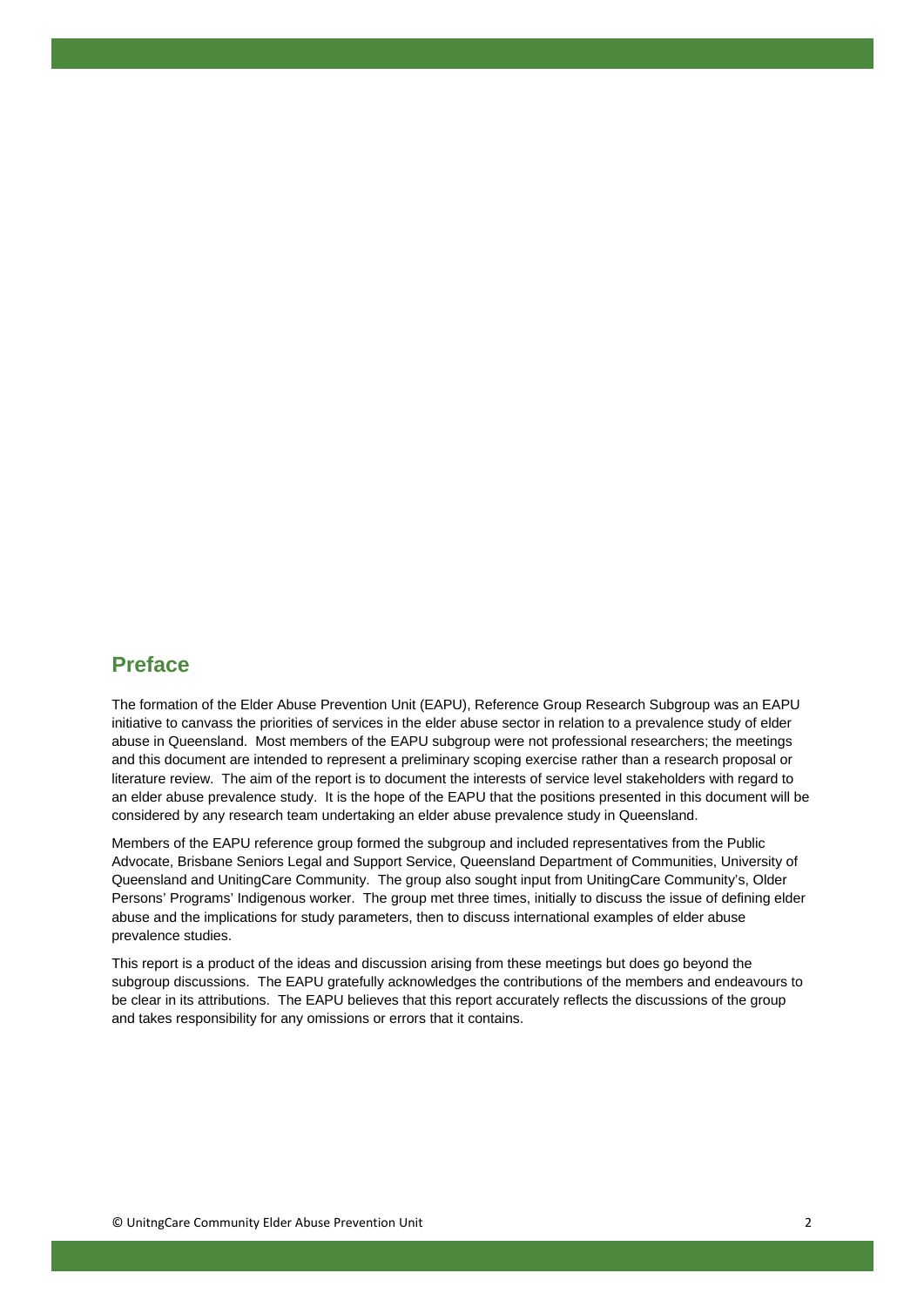## Preface

The formation of the Elder Abuse Prevention Unit (EAPU), Reference Group Research Subgroup was an EAPU initiative to canvass the priorities of services in the elder abuse sector in relation to a prevalence study of elder abuse in Queensland. Most members of the EAPU subgroup were not professional researchers; the meetings and this document are intended to represent a preliminary scoping exercise rather than a research proposal or literature review. The aim of the report is to document the interests of service level stakeholders with regard to an elder abuse prevalence study. It is the hope of the EAPU that the positions presented in this document will be considered by any research team undertaking an elder abuse prevalence study in Queensland.

Members of the EAPU reference group formed the subgroup and included representatives from the Public Advocate, Brisbane Seniors Legal and Support Service, Queensland Department of Communities, University of Queensland and UnitingCare Community. The group also sought input from UnitingCare Community's, Older Persons' Programs' Indigenous worker. The group met three times, initially to discuss the issue of defining elder abuse and the implications for study parameters, then to discuss international examples of elder abuse prevalence studies.

This report is a product of the ideas and discussion arising from these meetings but does go beyond the subgroup discussions. The EAPU gratefully acknowledges the contributions of the members and endeavours to be clear in its attributions. The EAPU believes that this report accurately reflects the discussions of the group and takes responsibility for any omissions or errors that it contains.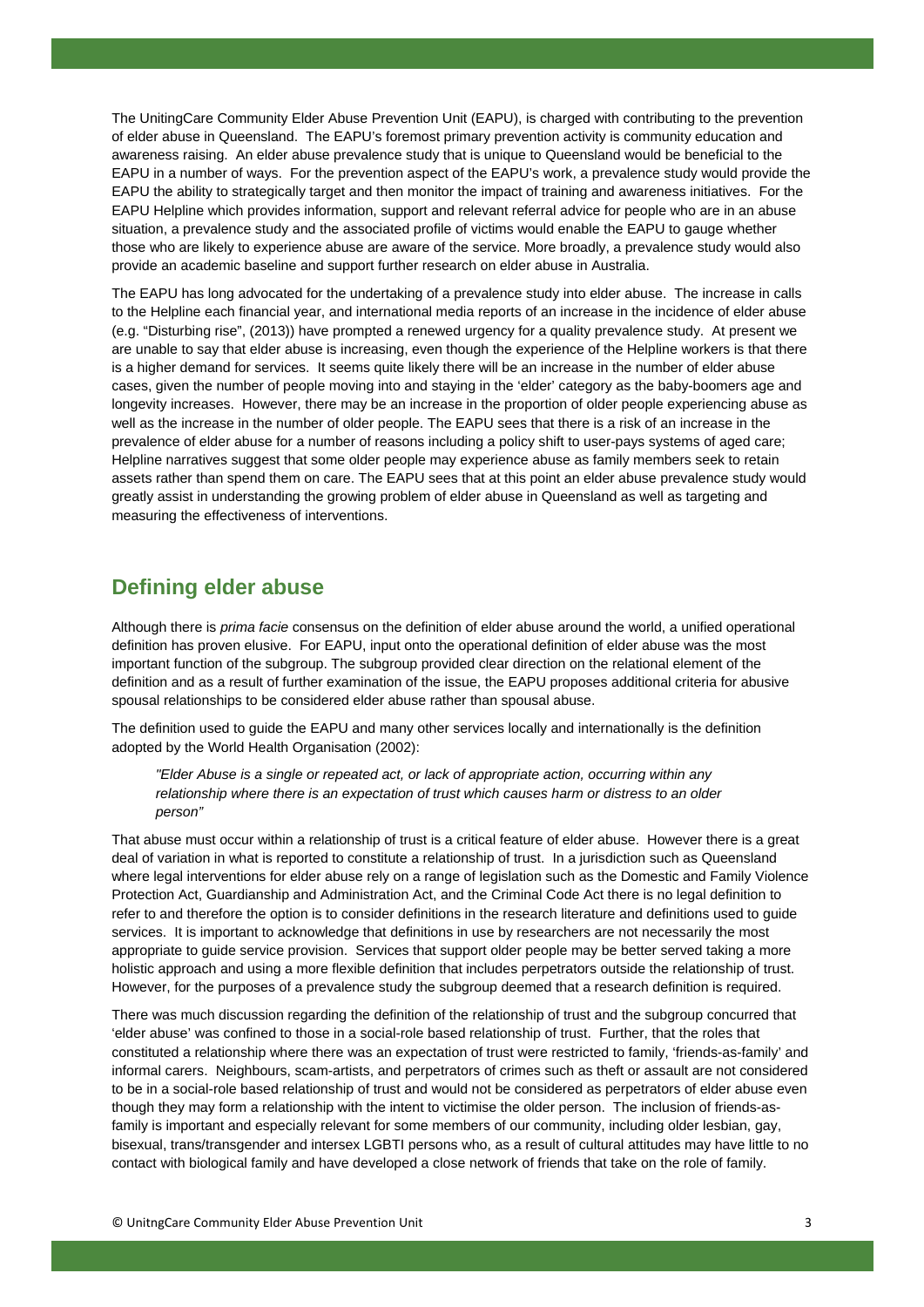The UnitingCare Community Elder Abuse Prevention Unit (EAPU), is charged with contributing to the prevention of elder abuse in Queensland. The EAPU's foremost primary prevention activity is community education and awareness raising. An elder abuse prevalence study that is unique to Queensland would be beneficial to the EAPU in a number of ways. For the prevention aspect of the EAPU's work, a prevalence study would provide the EAPU the ability to strategically target and then monitor the impact of training and awareness initiatives. For the EAPU Helpline which provides information, support and relevant referral advice for people who are in an abuse situation, a prevalence study and the associated profile of victims would enable the EAPU to gauge whether those who are likely to experience abuse are aware of the service. More broadly, a prevalence study would also provide an academic baseline and support further research on elder abuse in Australia.

The EAPU has long advocated for the undertaking of a prevalence study into elder abuse. The increase in calls to the Helpline each financial year, and international media reports of an increase in the incidence of elder abuse (e.g. "Disturbing rise", (2013)) have prompted a renewed urgency for a quality prevalence study. At present we are unable to say that elder abuse is increasing, even though the experience of the Helpline workers is that there is a higher demand for services. It seems quite likely there will be an increase in the number of elder abuse cases, given the number of people moving into and staying in the 'elder' category as the baby-boomers age and longevity increases. However, there may be an increase in the proportion of older people experiencing abuse as well as the increase in the number of older people. The EAPU sees that there is a risk of an increase in the prevalence of elder abuse for a number of reasons including a policy shift to user-pays systems of aged care; Helpline narratives suggest that some older people may experience abuse as family members seek to retain assets rather than spend them on care. The EAPU sees that at this point an elder abuse prevalence study would greatly assist in understanding the growing problem of elder abuse in Queensland as well as targeting and measuring the effectiveness of interventions.

## Defining elder abuse

Although there is *prima facie* consensus on the definition of elder abuse around the world, a unified operational definition has proven elusive. For EAPU, input onto the operational definition of elder abuse was the most important function of the subgroup. The subgroup provided clear direction on the relational element of the definition and as a result of further examination of the issue, the EAPU proposes additional criteria for abusive spousal relationships to be considered elder abuse rather than spousal abuse.

The definition used to guide the EAPU and many other services locally and internationally is the definition adopted by the World Health Organisation (2002):

> *"Elder Abuse is a single or repeated act, or lack of appropriate action, occurring within any relationship where there is an expectation of trust which causes harm or distress to an older person"*

That abuse must occur within a relationship of trust is a critical feature of elder abuse. However there is a great deal of variation in what is reported to constitute a relationship of trust. In a jurisdiction such as Queensland where legal interventions for elder abuse rely on a range of legislation such as the Domestic and Family Violence Protection Act, Guardianship and Administration Act, and the Criminal Code Act there is no legal definition to refer to and therefore the option is to consider definitions in the research literature and definitions used to guide services. It is important to acknowledge that definitions in use by researchers are not necessarily the most appropriate to guide service provision. Services that support older people may be better served taking a more holistic approach and using a more flexible definition that includes perpetrators outside the relationship of trust. However, for the purposes of a prevalence study the subgroup deemed that a research definition is required.

There was much discussion regarding the definition of the relationship of trust and the subgroup concurred that 'elder abuse' was confined to those in a social-role based relationship of trust. Further, that the roles that constituted a relationship where there was an expectation of trust were restricted to family, 'friends-as-family' and informal carers. Neighbours, scam-artists, and perpetrators of crimes such as theft or assault are not considered to be in a social-role based relationship of trust and would not be considered as perpetrators of elder abuse even though they may form a relationship with the intent to victimise the older person. The inclusion of friends-as-family is important and especially relevant for some members of our community, including older lesbian, gay, bisexual, trans/transgender and intersex LGBTI persons who, as a result of cultural attitudes may have little to no contact with biological family and have developed a close network of friends that take on the role of family.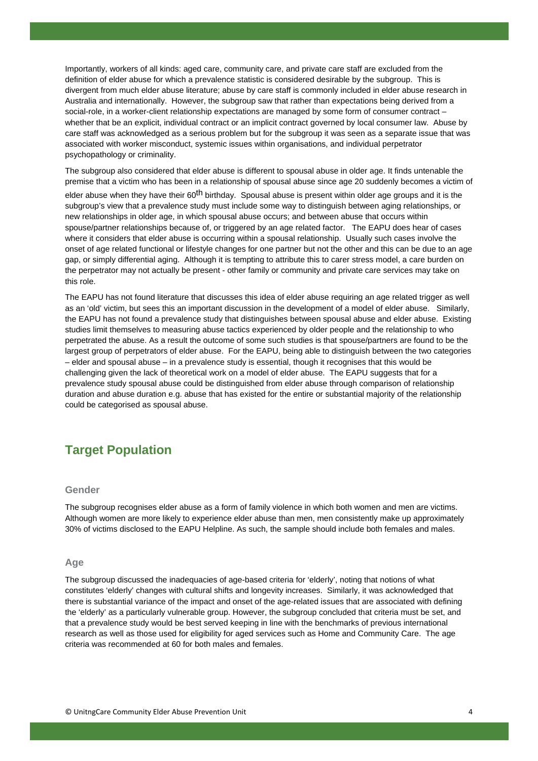Importantly, workers of all kinds: aged care, community care, and private care staff are excluded from the definition of elder abuse for which a prevalence statistic is considered desirable by the subgroup. This is divergent from much elder abuse literature; abuse by care staff is commonly included in elder abuse research in Australia and internationally. However, the subgroup saw that rather than expectations being derived from a social-role, in a worker-client relationship expectations are managed by some form of consumer contract – whether that be an explicit, individual contract or an implicit contract governed by local consumer law. Abuse by care staff was acknowledged as a serious problem but for the subgroup it was seen as a separate issue that was associated with worker misconduct, systemic issues within organisations, and individual perpetrator psychopathology or criminality.

The subgroup also considered that elder abuse is different to spousal abuse in older age. It finds untenable the premise that a victim who has been in a relationship of spousal abuse since age 20 suddenly becomes a victim of elder abuse when they have their 60th birthday. Spousal abuse is present within older age groups and it is the subgroup's view that a prevalence study must include some way to distinguish between aging relationships, or new relationships in older age, in which spousal abuse occurs; and between abuse that occurs within spouse/partner relationships because of, or triggered by an age related factor. The EAPU does hear of cases where it considers that elder abuse is occurring within a spousal relationship. Usually such cases involve the onset of age related functional or lifestyle changes for one partner but not the other and this can be due to an age gap, or simply differential aging. Although it is tempting to attribute this to carer stress model, a care burden on the perpetrator may not actually be present - other family or community and private care services may take on this role.

The EAPU has not found literature that discusses this idea of elder abuse requiring an age related trigger as well as an 'old' victim, but sees this an important discussion in the development of a model of elder abuse. Similarly, the EAPU has not found a prevalence study that distinguishes between spousal abuse and elder abuse. Existing studies limit themselves to measuring abuse tactics experienced by older people and the relationship to who perpetrated the abuse. As a result the outcome of some such studies is that spouse/partners are found to be the largest group of perpetrators of elder abuse. For the EAPU, being able to distinguish between the two categories – elder and spousal abuse – in a prevalence study is essential, though it recognises that this would be challenging given the lack of theoretical work on a model of elder abuse. The EAPU suggests that for a prevalence study spousal abuse could be distinguished from elder abuse through comparison of relationship duration and abuse duration e.g. abuse that has existed for the entire or substantial majority of the relationship could be categorised as spousal abuse.

## Target Population

### Gender

The subgroup recognises elder abuse as a form of family violence in which both women and men are victims. Although women are more likely to experience elder abuse than men, men consistently make up approximately 30% of victims disclosed to the EAPU Helpline. As such, the sample should include both females and males.

### Age

The subgroup discussed the inadequacies of age-based criteria for 'elderly', noting that notions of what constitutes 'elderly' changes with cultural shifts and longevity increases. Similarly, it was acknowledged that there is substantial variance of the impact and onset of the age-related issues that are associated with defining the 'elderly' as a particularly vulnerable group. However, the subgroup concluded that criteria must be set, and that a prevalence study would be best served keeping in line with the benchmarks of previous international research as well as those used for eligibility for aged services such as Home and Community Care. The age criteria was recommended at 60 for both males and females.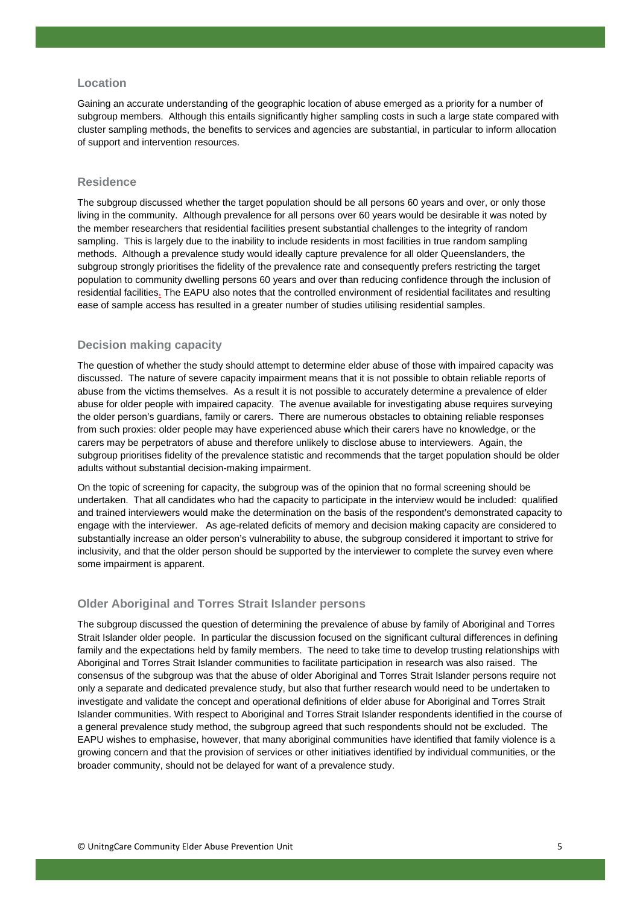### Location

Gaining an accurate understanding of the geographic location of abuse emerged as a priority for a number of subgroup members. Although this entails significantly higher sampling costs in such a large state compared with cluster sampling methods, the benefits to services and agencies are substantial, in particular to inform allocation of support and intervention resources.

### Residence

The subgroup discussed whether the target population should be all persons 60 years and over, or only those living in the community. Although prevalence for all persons over 60 years would be desirable it was noted by the member researchers that residential facilities present substantial challenges to the integrity of random sampling. This is largely due to the inability to include residents in most facilities in true random sampling methods. Although a prevalence study would ideally capture prevalence for all older Queenslanders, the subgroup strongly prioritises the fidelity of the prevalence rate and consequently prefers restricting the target population to community dwelling persons 60 years and over than reducing confidence through the inclusion of residential facilities. The EAPU also notes that the controlled environment of residential facilitates and resulting ease of sample access has resulted in a greater number of studies utilising residential samples.

### Decision making capacity

The question of whether the study should attempt to determine elder abuse of those with impaired capacity was discussed. The nature of severe capacity impairment means that it is not possible to obtain reliable reports of abuse from the victims themselves. As a result it is not possible to accurately determine a prevalence of elder abuse for older people with impaired capacity. The avenue available for investigating abuse requires surveying the older person's guardians, family or carers. There are numerous obstacles to obtaining reliable responses from such proxies: older people may have experienced abuse which their carers have no knowledge, or the carers may be perpetrators of abuse and therefore unlikely to disclose abuse to interviewers. Again, the subgroup prioritises fidelity of the prevalence statistic and recommends that the target population should be older adults without substantial decision-making impairment.

On the topic of screening for capacity, the subgroup was of the opinion that no formal screening should be undertaken. That all candidates who had the capacity to participate in the interview would be included: qualified and trained interviewers would make the determination on the basis of the respondent's demonstrated capacity to engage with the interviewer. As age-related deficits of memory and decision making capacity are considered to substantially increase an older person's vulnerability to abuse, the subgroup considered it important to strive for inclusivity, and that the older person should be supported by the interviewer to complete the survey even where some impairment is apparent.

### Older Aboriginal and Torres Strait Islander persons

The subgroup discussed the question of determining the prevalence of abuse by family of Aboriginal and Torres Strait Islander older people. In particular the discussion focused on the significant cultural differences in defining family and the expectations held by family members. The need to take time to develop trusting relationships with Aboriginal and Torres Strait Islander communities to facilitate participation in research was also raised. The consensus of the subgroup was that the abuse of older Aboriginal and Torres Strait Islander persons require not only a separate and dedicated prevalence study, but also that further research would need to be undertaken to investigate and validate the concept and operational definitions of elder abuse for Aboriginal and Torres Strait Islander communities. With respect to Aboriginal and Torres Strait Islander respondents identified in the course of a general prevalence study method, the subgroup agreed that such respondents should not be excluded. The EAPU wishes to emphasise, however, that many aboriginal communities have identified that family violence is a growing concern and that the provision of services or other initiatives identified by individual communities, or the broader community, should not be delayed for want of a prevalence study.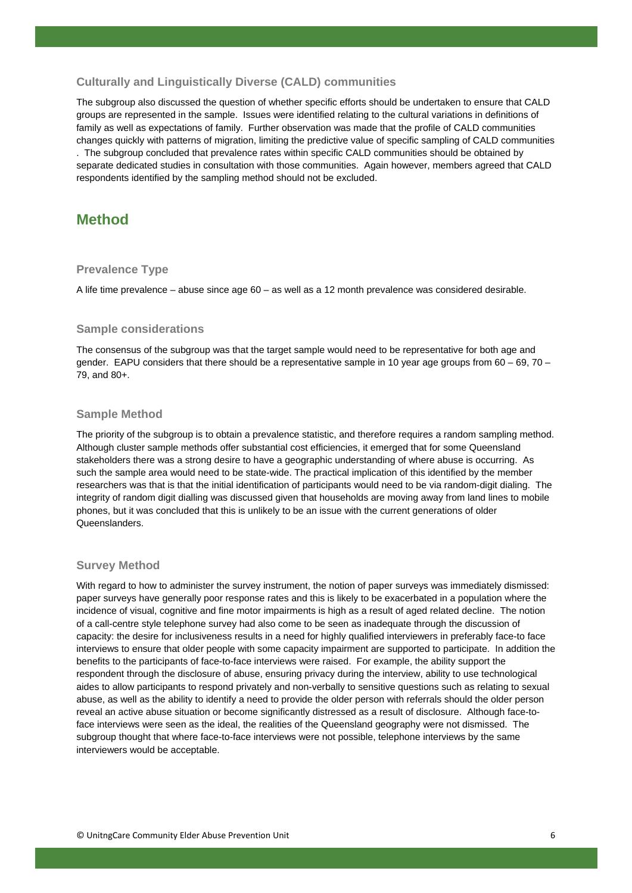### Culturally and Linguistically Diverse (CALD) communities

The subgroup also discussed the question of whether specific efforts should be undertaken to ensure that CALD groups are represented in the sample. Issues were identified relating to the cultural variations in definitions of family as well as expectations of family. Further observation was made that the profile of CALD communities changes quickly with patterns of migration, limiting the predictive value of specific sampling of CALD communities . The subgroup concluded that prevalence rates within specific CALD communities should be obtained by separate dedicated studies in consultation with those communities. Again however, members agreed that CALD respondents identified by the sampling method should not be excluded.

## Method

### Prevalence Type

A life time prevalence – abuse since age 60 – as well as a 12 month prevalence was considered desirable.

### Sample considerations

The consensus of the subgroup was that the target sample would need to be representative for both age and gender. EAPU considers that there should be a representative sample in 10 year age groups from 60 – 69, 70 – 79, and 80+.

### Sample Method

The priority of the subgroup is to obtain a prevalence statistic, and therefore requires a random sampling method. Although cluster sample methods offer substantial cost efficiencies, it emerged that for some Queensland stakeholders there was a strong desire to have a geographic understanding of where abuse is occurring. As such the sample area would need to be state-wide. The practical implication of this identified by the member researchers was that is that the initial identification of participants would need to be via random-digit dialing. The integrity of random digit dialling was discussed given that households are moving away from land lines to mobile phones, but it was concluded that this is unlikely to be an issue with the current generations of older Queenslanders.

### Survey Method

With regard to how to administer the survey instrument, the notion of paper surveys was immediately dismissed: paper surveys have generally poor response rates and this is likely to be exacerbated in a population where the incidence of visual, cognitive and fine motor impairments is high as a result of aged related decline. The notion of a call-centre style telephone survey had also come to be seen as inadequate through the discussion of capacity: the desire for inclusiveness results in a need for highly qualified interviewers in preferably face-to face interviews to ensure that older people with some capacity impairment are supported to participate. In addition the benefits to the participants of face-to-face interviews were raised. For example, the ability support the respondent through the disclosure of abuse, ensuring privacy during the interview, ability to use technological aides to allow participants to respond privately and non-verbally to sensitive questions such as relating to sexual abuse, as well as the ability to identify a need to provide the older person with referrals should the older person reveal an active abuse situation or become significantly distressed as a result of disclosure. Although face-to-face interviews were seen as the ideal, the realities of the Queensland geography were not dismissed. The subgroup thought that where face-to-face interviews were not possible, telephone interviews by the same interviewers would be acceptable.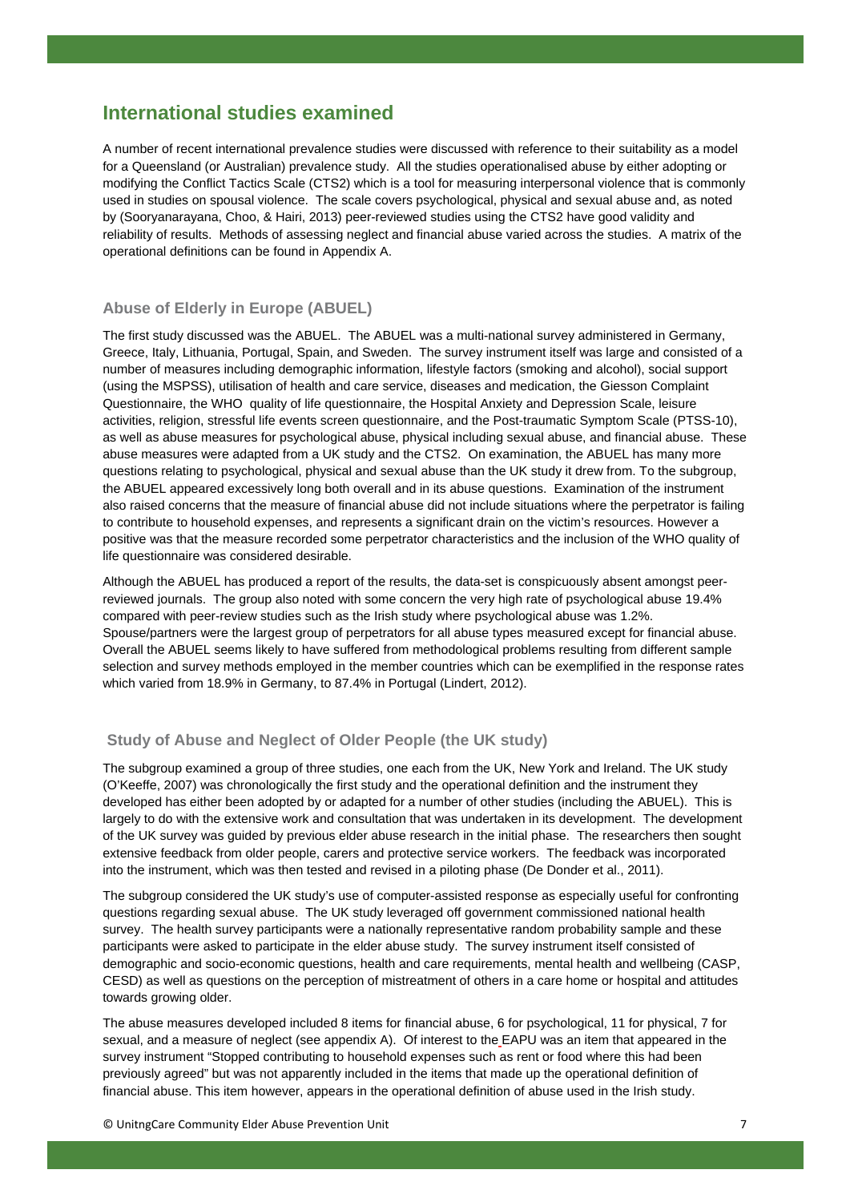## International studies examined

A number of recent international prevalence studies were discussed with reference to their suitability as a model for a Queensland (or Australian) prevalence study. All the studies operationalised abuse by either adopting or modifying the Conflict Tactics Scale (CTS2) which is a tool for measuring interpersonal violence that is commonly used in studies on spousal violence. The scale covers psychological, physical and sexual abuse and, as noted by (Sooryanarayana, Choo, & Hairi, 2013) peer-reviewed studies using the CTS2 have good validity and reliability of results. Methods of assessing neglect and financial abuse varied across the studies. A matrix of the operational definitions can be found in Appendix A.

### Abuse of Elderly in Europe (ABUEL)

The first study discussed was the ABUEL. The ABUEL was a multi-national survey administered in Germany, Greece, Italy, Lithuania, Portugal, Spain, and Sweden. The survey instrument itself was large and consisted of a number of measures including demographic information, lifestyle factors (smoking and alcohol), social support (using the MSPSS), utilisation of health and care service, diseases and medication, the Giesson Complaint Questionnaire, the WHO quality of life questionnaire, the Hospital Anxiety and Depression Scale, leisure activities, religion, stressful life events screen questionnaire, and the Post-traumatic Symptom Scale (PTSS-10), as well as abuse measures for psychological abuse, physical including sexual abuse, and financial abuse. These abuse measures were adapted from a UK study and the CTS2. On examination, the ABUEL has many more questions relating to psychological, physical and sexual abuse than the UK study it drew from. To the subgroup, the ABUEL appeared excessively long both overall and in its abuse questions. Examination of the instrument also raised concerns that the measure of financial abuse did not include situations where the perpetrator is failing to contribute to household expenses, and represents a significant drain on the victim's resources. However a positive was that the measure recorded some perpetrator characteristics and the inclusion of the WHO quality of life questionnaire was considered desirable.

Although the ABUEL has produced a report of the results, the data-set is conspicuously absent amongst peer-reviewed journals. The group also noted with some concern the very high rate of psychological abuse 19.4% compared with peer-review studies such as the Irish study where psychological abuse was 1.2%. Spouse/partners were the largest group of perpetrators for all abuse types measured except for financial abuse. Overall the ABUEL seems likely to have suffered from methodological problems resulting from different sample selection and survey methods employed in the member countries which can be exemplified in the response rates which varied from 18.9% in Germany, to 87.4% in Portugal (Lindert, 2012).

### Study of Abuse and Neglect of Older People (the UK study)

The subgroup examined a group of three studies, one each from the UK, New York and Ireland. The UK study (O'Keeffe, 2007) was chronologically the first study and the operational definition and the instrument they developed has either been adopted by or adapted for a number of other studies (including the ABUEL). This is largely to do with the extensive work and consultation that was undertaken in its development. The development of the UK survey was guided by previous elder abuse research in the initial phase. The researchers then sought extensive feedback from older people, carers and protective service workers. The feedback was incorporated into the instrument, which was then tested and revised in a piloting phase (De Donder et al., 2011).

The subgroup considered the UK study's use of computer-assisted response as especially useful for confronting questions regarding sexual abuse. The UK study leveraged off government commissioned national health survey. The health survey participants were a nationally representative random probability sample and these participants were asked to participate in the elder abuse study. The survey instrument itself consisted of demographic and socio-economic questions, health and care requirements, mental health and wellbeing (CASP, CESD) as well as questions on the perception of mistreatment of others in a care home or hospital and attitudes towards growing older.

The abuse measures developed included 8 items for financial abuse, 6 for psychological, 11 for physical, 7 for sexual, and a measure of neglect (see appendix A). Of interest to the EAPU was an item that appeared in the survey instrument "Stopped contributing to household expenses such as rent or food where this had been previously agreed" but was not apparently included in the items that made up the operational definition of financial abuse. This item however, appears in the operational definition of abuse used in the Irish study.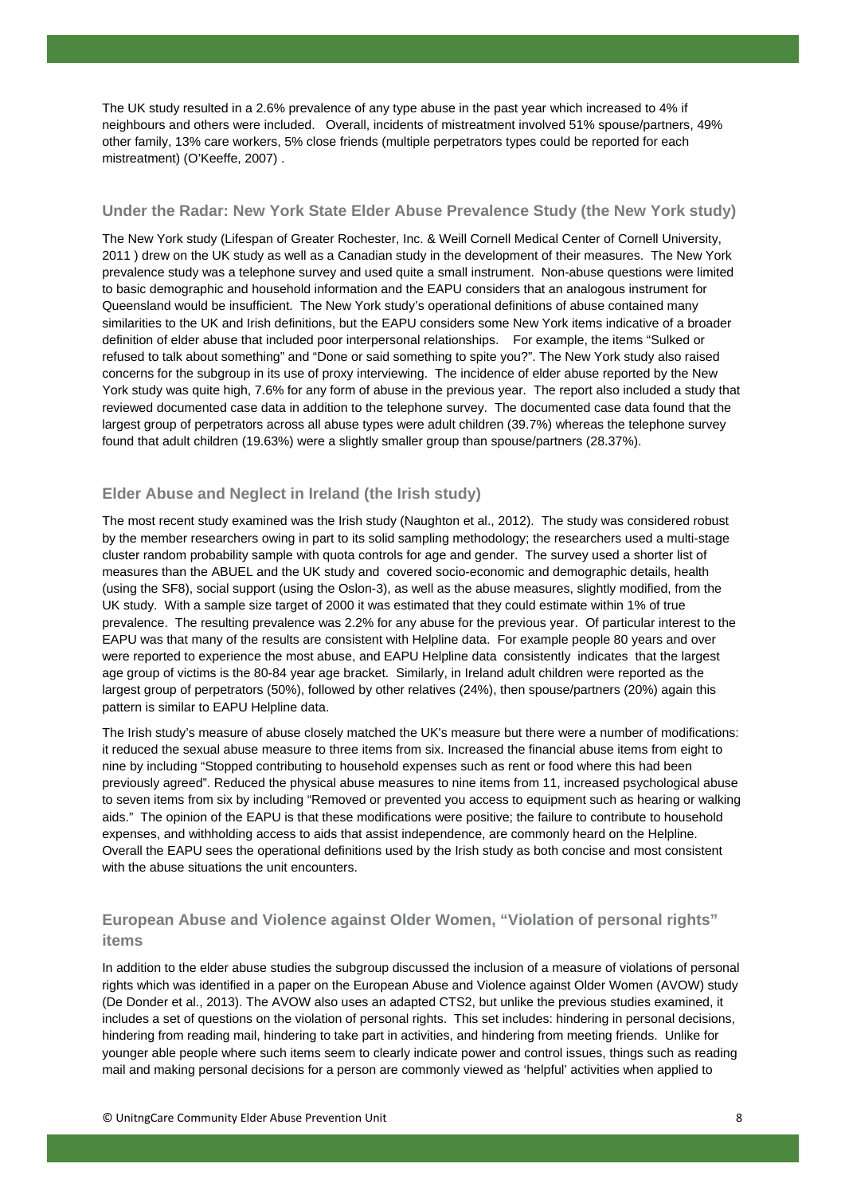The UK study resulted in a 2.6% prevalence of any type abuse in the past year which increased to 4% if neighbours and others were included. Overall, incidents of mistreatment involved 51% spouse/partners, 49% other family, 13% care workers, 5% close friends (multiple perpetrators types could be reported for each mistreatment) (O'Keeffe, 2007) .

### Under the Radar: New York State Elder Abuse Prevalence Study (the New York study)

The New York study (Lifespan of Greater Rochester, Inc. & Weill Cornell Medical Center of Cornell University, 2011 ) drew on the UK study as well as a Canadian study in the development of their measures. The New York prevalence study was a telephone survey and used quite a small instrument. Non-abuse questions were limited to basic demographic and household information and the EAPU considers that an analogous instrument for Queensland would be insufficient. The New York study's operational definitions of abuse contained many similarities to the UK and Irish definitions, but the EAPU considers some New York items indicative of a broader definition of elder abuse that included poor interpersonal relationships. For example, the items "Sulked or refused to talk about something" and "Done or said something to spite you?". The New York study also raised concerns for the subgroup in its use of proxy interviewing. The incidence of elder abuse reported by the New York study was quite high, 7.6% for any form of abuse in the previous year. The report also included a study that reviewed documented case data in addition to the telephone survey. The documented case data found that the largest group of perpetrators across all abuse types were adult children (39.7%) whereas the telephone survey found that adult children (19.63%) were a slightly smaller group than spouse/partners (28.37%).

### Elder Abuse and Neglect in Ireland (the Irish study)

The most recent study examined was the Irish study (Naughton et al., 2012). The study was considered robust by the member researchers owing in part to its solid sampling methodology; the researchers used a multi-stage cluster random probability sample with quota controls for age and gender. The survey used a shorter list of measures than the ABUEL and the UK study and covered socio-economic and demographic details, health (using the SF8), social support (using the Oslon-3), as well as the abuse measures, slightly modified, from the UK study. With a sample size target of 2000 it was estimated that they could estimate within 1% of true prevalence. The resulting prevalence was 2.2% for any abuse for the previous year. Of particular interest to the EAPU was that many of the results are consistent with Helpline data. For example people 80 years and over were reported to experience the most abuse, and EAPU Helpline data consistently indicates that the largest age group of victims is the 80-84 year age bracket. Similarly, in Ireland adult children were reported as the largest group of perpetrators (50%), followed by other relatives (24%), then spouse/partners (20%) again this pattern is similar to EAPU Helpline data.

The Irish study's measure of abuse closely matched the UK's measure but there were a number of modifications: it reduced the sexual abuse measure to three items from six. Increased the financial abuse items from eight to nine by including "Stopped contributing to household expenses such as rent or food where this had been previously agreed". Reduced the physical abuse measures to nine items from 11, increased psychological abuse to seven items from six by including "Removed or prevented you access to equipment such as hearing or walking aids." The opinion of the EAPU is that these modifications were positive; the failure to contribute to household expenses, and withholding access to aids that assist independence, are commonly heard on the Helpline. Overall the EAPU sees the operational definitions used by the Irish study as both concise and most consistent with the abuse situations the unit encounters.

### European Abuse and Violence against Older Women, "Violation of personal rights" items

In addition to the elder abuse studies the subgroup discussed the inclusion of a measure of violations of personal rights which was identified in a paper on the European Abuse and Violence against Older Women (AVOW) study (De Donder et al., 2013). The AVOW also uses an adapted CTS2, but unlike the previous studies examined, it includes a set of questions on the violation of personal rights. This set includes: hindering in personal decisions, hindering from reading mail, hindering to take part in activities, and hindering from meeting friends. Unlike for younger able people where such items seem to clearly indicate power and control issues, things such as reading mail and making personal decisions for a person are commonly viewed as 'helpful' activities when applied to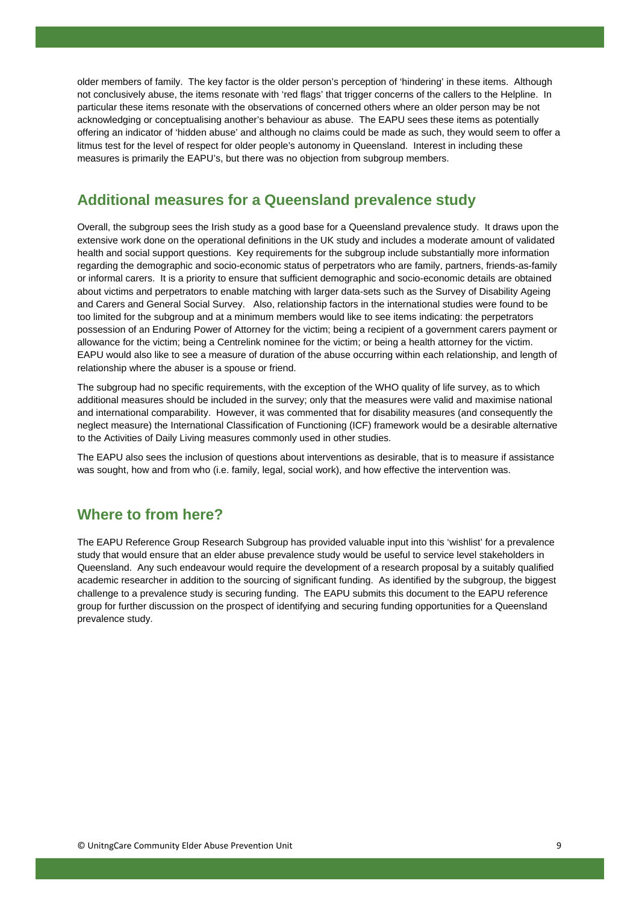older members of family. The key factor is the older person's perception of 'hindering' in these items. Although not conclusively abuse, the items resonate with 'red flags' that trigger concerns of the callers to the Helpline. In particular these items resonate with the observations of concerned others where an older person may be not acknowledging or conceptualising another's behaviour as abuse. The EAPU sees these items as potentially offering an indicator of 'hidden abuse' and although no claims could be made as such, they would seem to offer a litmus test for the level of respect for older people's autonomy in Queensland. Interest in including these measures is primarily the EAPU's, but there was no objection from subgroup members.

## Additional measures for a Queensland prevalence study

Overall, the subgroup sees the Irish study as a good base for a Queensland prevalence study. It draws upon the extensive work done on the operational definitions in the UK study and includes a moderate amount of validated health and social support questions. Key requirements for the subgroup include substantially more information regarding the demographic and socio-economic status of perpetrators who are family, partners, friends-as-family or informal carers. It is a priority to ensure that sufficient demographic and socio-economic details are obtained about victims and perpetrators to enable matching with larger data-sets such as the Survey of Disability Ageing and Carers and General Social Survey. Also, relationship factors in the international studies were found to be too limited for the subgroup and at a minimum members would like to see items indicating: the perpetrators possession of an Enduring Power of Attorney for the victim; being a recipient of a government carers payment or allowance for the victim; being a Centrelink nominee for the victim; or being a health attorney for the victim. EAPU would also like to see a measure of duration of the abuse occurring within each relationship, and length of relationship where the abuser is a spouse or friend.

The subgroup had no specific requirements, with the exception of the WHO quality of life survey, as to which additional measures should be included in the survey; only that the measures were valid and maximise national and international comparability. However, it was commented that for disability measures (and consequently the neglect measure) the International Classification of Functioning (ICF) framework would be a desirable alternative to the Activities of Daily Living measures commonly used in other studies.

The EAPU also sees the inclusion of questions about interventions as desirable, that is to measure if assistance was sought, how and from who (i.e. family, legal, social work), and how effective the intervention was.

## Where to from here?

The EAPU Reference Group Research Subgroup has provided valuable input into this 'wishlist' for a prevalence study that would ensure that an elder abuse prevalence study would be useful to service level stakeholders in Queensland. Any such endeavour would require the development of a research proposal by a suitably qualified academic researcher in addition to the sourcing of significant funding. As identified by the subgroup, the biggest challenge to a prevalence study is securing funding. The EAPU submits this document to the EAPU reference group for further discussion on the prospect of identifying and securing funding opportunities for a Queensland prevalence study.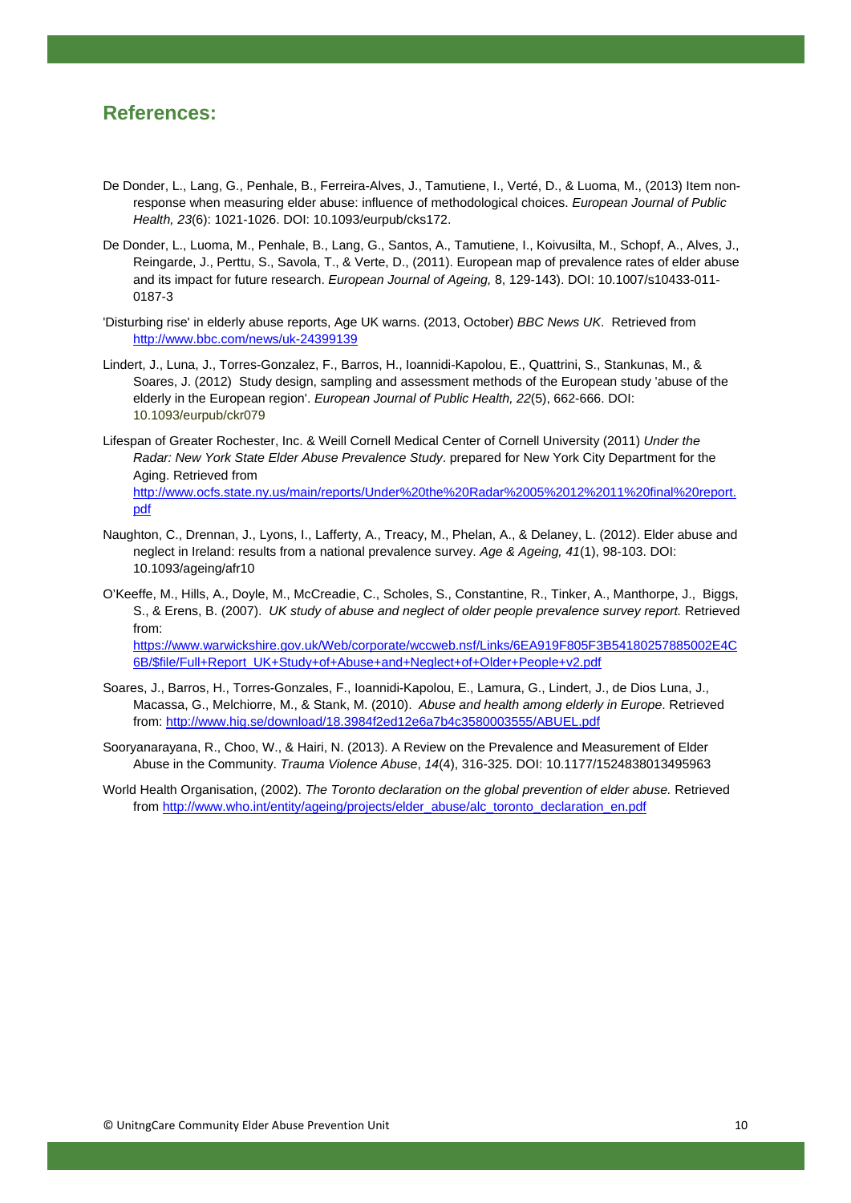## References:

De Donder, L., Lang, G., Penhale, B., Ferreira-Alves, J., Tamutiene, I., Verté, D., & Luoma, M., (2013) Item non-response when measuring elder abuse: influence of methodological choices. *European Journal of Public Health, 23*(6): 1021-1026. DOI: 10.1093/eurpub/cks172.

De Donder, L., Luoma, M., Penhale, B., Lang, G., Santos, A., Tamutiene, I., Koivusilta, M., Schopf, A., Alves, J., Reingarde, J., Perttu, S., Savola, T., & Verte, D., (2011). European map of prevalence rates of elder abuse and its impact for future research. *European Journal of Ageing,* 8, 129-143). DOI: 10.1007/s10433-011-0187-3

'Disturbing rise' in elderly abuse reports, Age UK warns. (2013, October) *BBC News UK*. Retrieved from http://www.bbc.com/news/uk-24399139

Lindert, J., Luna, J., Torres-Gonzalez, F., Barros, H., Ioannidi-Kapolou, E., Quattrini, S., Stankunas, M., & Soares, J. (2012) Study design, sampling and assessment methods of the European study 'abuse of the elderly in the European region'. *European Journal of Public Health, 22*(5), 662-666. DOI: 10.1093/eurpub/ckr079

Lifespan of Greater Rochester, Inc. & Weill Cornell Medical Center of Cornell University (2011) *Under the Radar: New York State Elder Abuse Prevalence Study*. prepared for New York City Department for the Aging. Retrieved from http://www.ocfs.state.ny.us/main/reports/Under%20the%20Radar%2005%2012%2011%20final%20report.pdf

Naughton, C., Drennan, J., Lyons, I., Lafferty, A., Treacy, M., Phelan, A., & Delaney, L. (2012). Elder abuse and neglect in Ireland: results from a national prevalence survey. *Age & Ageing, 41*(1), 98-103. DOI: 10.1093/ageing/afr10

O'Keeffe, M., Hills, A., Doyle, M., McCreadie, C., Scholes, S., Constantine, R., Tinker, A., Manthorpe, J., Biggs, S., & Erens, B. (2007). *UK study of abuse and neglect of older people prevalence survey report.* Retrieved from: https://www.warwickshire.gov.uk/Web/corporate/wccweb.nsf/Links/6EA919F805F3B54180257885002E4C6B/$file/Full+Report_UK+Study+of+Abuse+and+Neglect+of+Older+People+v2.pdf

Soares, J., Barros, H., Torres-Gonzales, F., Ioannidi-Kapolou, E., Lamura, G., Lindert, J., de Dios Luna, J., Macassa, G., Melchiorre, M., & Stank, M. (2010). *Abuse and health among elderly in Europe*. Retrieved from: http://www.hig.se/download/18.3984f2ed12e6a7b4c3580003555/ABUEL.pdf

Sooryanarayana, R., Choo, W., & Hairi, N. (2013). A Review on the Prevalence and Measurement of Elder Abuse in the Community. *Trauma Violence Abuse*, *14*(4), 316-325. DOI: 10.1177/1524838013495963

World Health Organisation, (2002). *The Toronto declaration on the global prevention of elder abuse.* Retrieved from http://www.who.int/entity/ageing/projects/elder_abuse/alc_toronto_declaration_en.pdf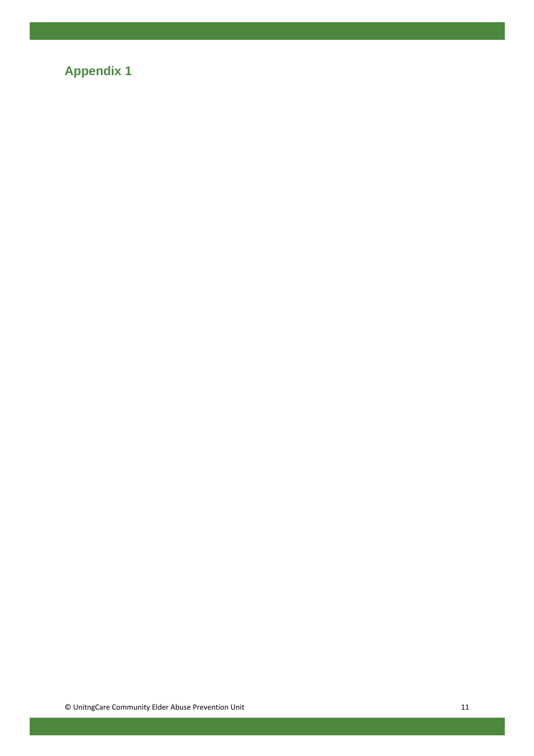## Appendix 1